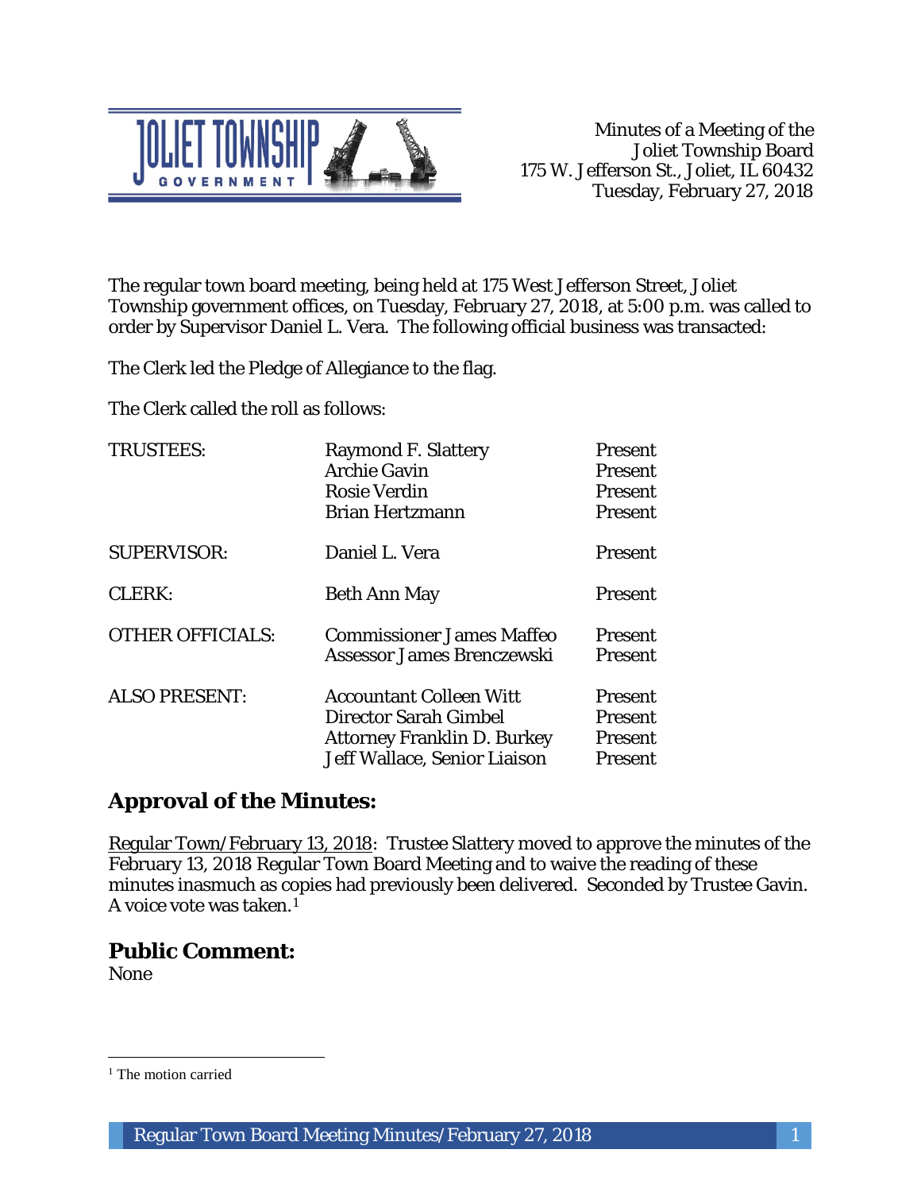Minutes of a Meeting of the
Joliet Township Board
175 W. Jefferson St., Joliet, IL 60432
Tuesday, February 27, 2018

The regular town board meeting, being held at 175 West Jefferson Street, Joliet Township government offices, on Tuesday, February 27, 2018, at 5:00 p.m. was called to order by Supervisor Daniel L. Vera. The following official business was transacted:

The Clerk led the Pledge of Allegiance to the flag.

The Clerk called the roll as follows:

| | | |
|---|---|---|
| TRUSTEES: | Raymond F. Slattery | Present |
| | Archie Gavin | Present |
| | Rosie Verdin | Present |
| | Brian Hertzmann | Present |
| SUPERVISOR: | Daniel L. Vera | Present |
| CLERK: | Beth Ann May | Present |
| OTHER OFFICIALS: | Commissioner James Maffeo | Present |
| | Assessor James Brenczewski | Present |
| ALSO PRESENT: | Accountant Colleen Witt | Present |
| | Director Sarah Gimbel | Present |
| | Attorney Franklin D. Burkey | Present |
| | Jeff Wallace, Senior Liaison | Present |

## Approval of the Minutes:

Regular Town/February 13, 2018: Trustee Slattery moved to approve the minutes of the February 13, 2018 Regular Town Board Meeting and to waive the reading of these minutes inasmuch as copies had previously been delivered. Seconded by Trustee Gavin. A voice vote was taken.[1]

## Public Comment:

None

[1] The motion carried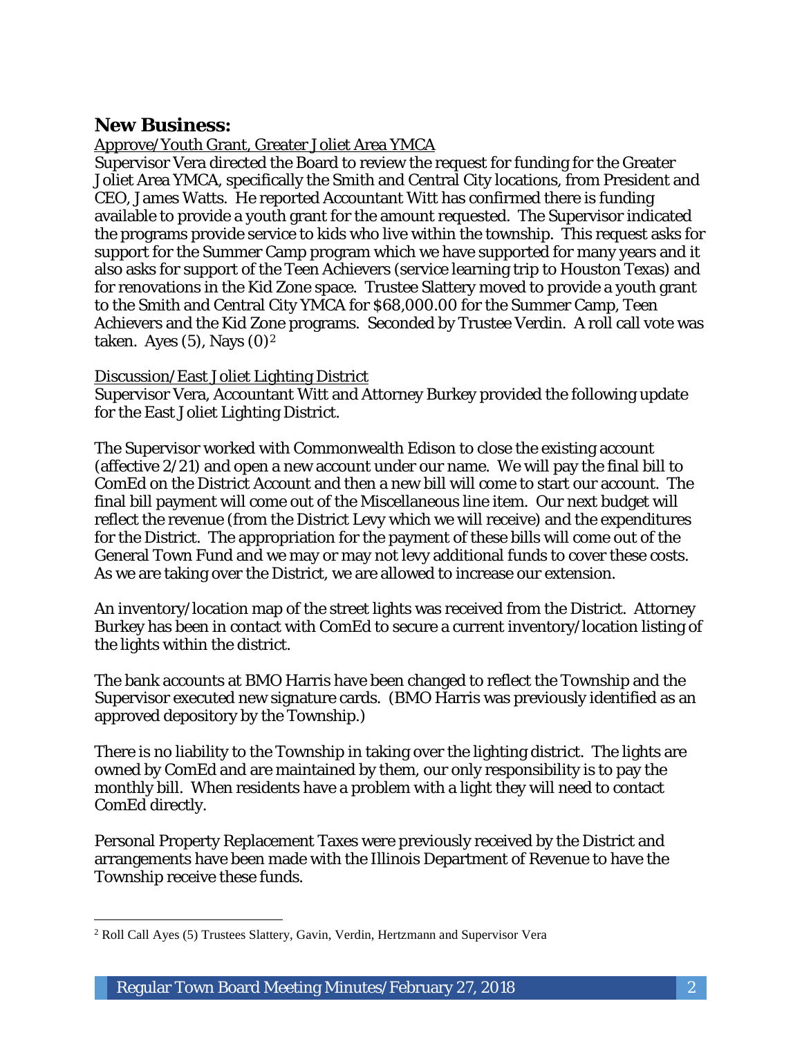## New Business:

Approve/Youth Grant, Greater Joliet Area YMCA

Supervisor Vera directed the Board to review the request for funding for the Greater Joliet Area YMCA, specifically the Smith and Central City locations, from President and CEO, James Watts. He reported Accountant Witt has confirmed there is funding available to provide a youth grant for the amount requested. The Supervisor indicated the programs provide service to kids who live within the township. This request asks for support for the Summer Camp program which we have supported for many years and it also asks for support of the Teen Achievers (service learning trip to Houston Texas) and for renovations in the Kid Zone space. Trustee Slattery moved to provide a youth grant to the Smith and Central City YMCA for $68,000.00 for the Summer Camp, Teen Achievers and the Kid Zone programs. Seconded by Trustee Verdin. A roll call vote was taken. Ayes (5), Nays (0)[2]

Discussion/East Joliet Lighting District

Supervisor Vera, Accountant Witt and Attorney Burkey provided the following update for the East Joliet Lighting District.

The Supervisor worked with Commonwealth Edison to close the existing account (affective 2/21) and open a new account under our name. We will pay the final bill to ComEd on the District Account and then a new bill will come to start our account. The final bill payment will come out of the Miscellaneous line item. Our next budget will reflect the revenue (from the District Levy which we will receive) and the expenditures for the District. The appropriation for the payment of these bills will come out of the General Town Fund and we may or may not levy additional funds to cover these costs. As we are taking over the District, we are allowed to increase our extension.

An inventory/location map of the street lights was received from the District. Attorney Burkey has been in contact with ComEd to secure a current inventory/location listing of the lights within the district.

The bank accounts at BMO Harris have been changed to reflect the Township and the Supervisor executed new signature cards. (BMO Harris was previously identified as an approved depository by the Township.)

There is no liability to the Township in taking over the lighting district. The lights are owned by ComEd and are maintained by them, our only responsibility is to pay the monthly bill. When residents have a problem with a light they will need to contact ComEd directly.

Personal Property Replacement Taxes were previously received by the District and arrangements have been made with the Illinois Department of Revenue to have the Township receive these funds.

---

[2] Roll Call Ayes (5) Trustees Slattery, Gavin, Verdin, Hertzmann and Supervisor Vera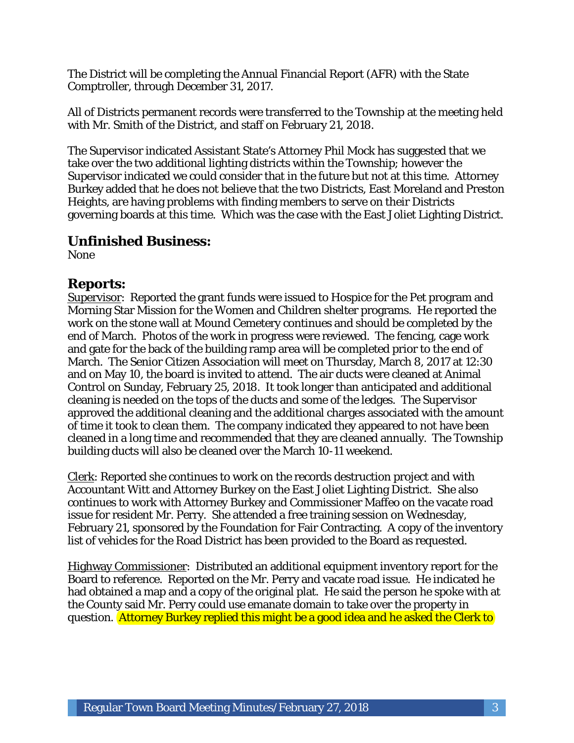The District will be completing the Annual Financial Report (AFR) with the State Comptroller, through December 31, 2017.

All of Districts permanent records were transferred to the Township at the meeting held with Mr. Smith of the District, and staff on February 21, 2018.

The Supervisor indicated Assistant State's Attorney Phil Mock has suggested that we take over the two additional lighting districts within the Township; however the Supervisor indicated we could consider that in the future but not at this time. Attorney Burkey added that he does not believe that the two Districts, East Moreland and Preston Heights, are having problems with finding members to serve on their Districts governing boards at this time. Which was the case with the East Joliet Lighting District.

## Unfinished Business:

None

## Reports:

Supervisor: Reported the grant funds were issued to Hospice for the Pet program and Morning Star Mission for the Women and Children shelter programs. He reported the work on the stone wall at Mound Cemetery continues and should be completed by the end of March. Photos of the work in progress were reviewed. The fencing, cage work and gate for the back of the building ramp area will be completed prior to the end of March. The Senior Citizen Association will meet on Thursday, March 8, 2017 at 12:30 and on May 10, the board is invited to attend. The air ducts were cleaned at Animal Control on Sunday, February 25, 2018. It took longer than anticipated and additional cleaning is needed on the tops of the ducts and some of the ledges. The Supervisor approved the additional cleaning and the additional charges associated with the amount of time it took to clean them. The company indicated they appeared to not have been cleaned in a long time and recommended that they are cleaned annually. The Township building ducts will also be cleaned over the March 10-11 weekend.

Clerk: Reported she continues to work on the records destruction project and with Accountant Witt and Attorney Burkey on the East Joliet Lighting District. She also continues to work with Attorney Burkey and Commissioner Maffeo on the vacate road issue for resident Mr. Perry. She attended a free training session on Wednesday, February 21, sponsored by the Foundation for Fair Contracting. A copy of the inventory list of vehicles for the Road District has been provided to the Board as requested.

Highway Commissioner: Distributed an additional equipment inventory report for the Board to reference. Reported on the Mr. Perry and vacate road issue. He indicated he had obtained a map and a copy of the original plat. He said the person he spoke with at the County said Mr. Perry could use emanate domain to take over the property in question. Attorney Burkey replied this might be a good idea and he asked the Clerk to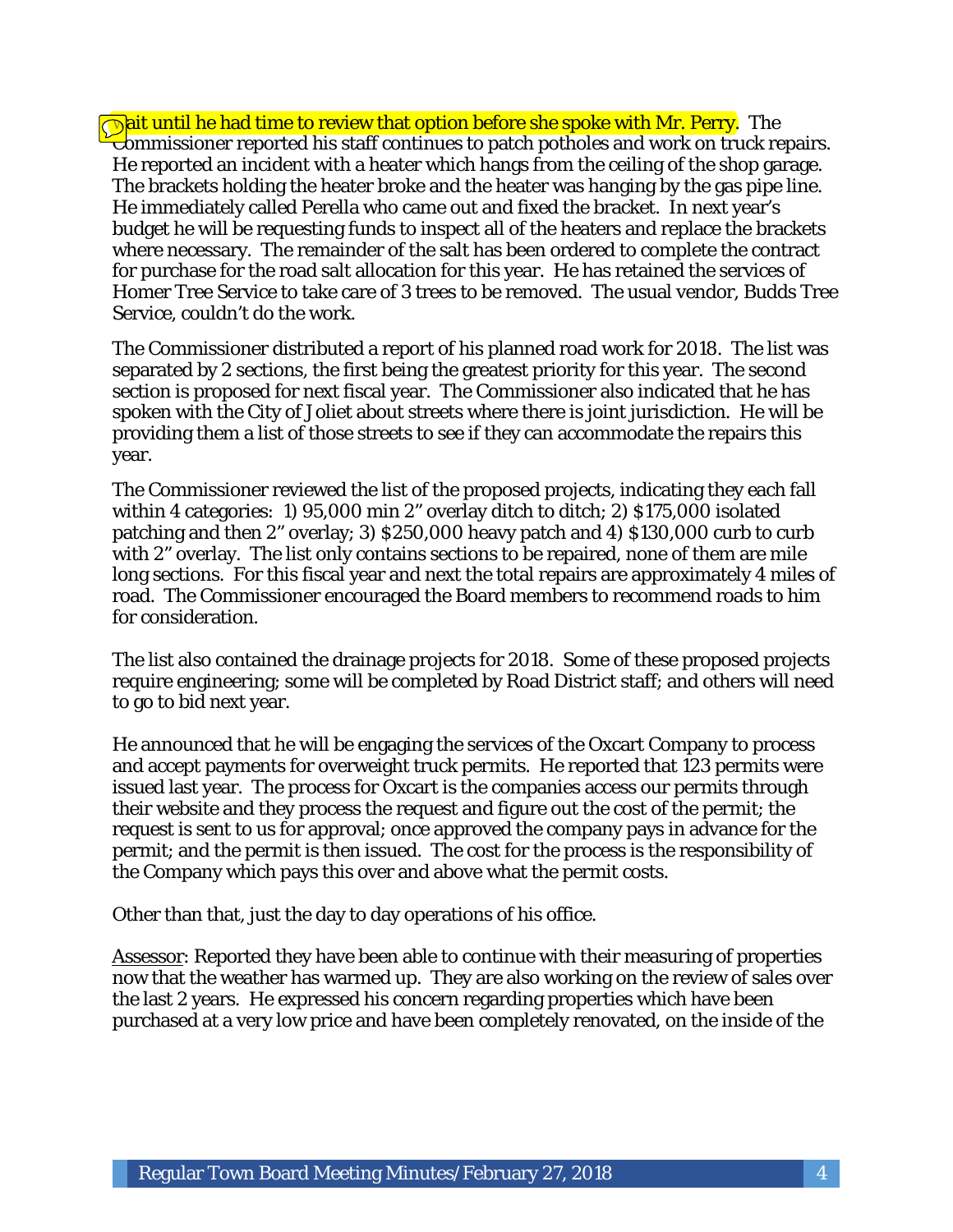wait until he had time to review that option before she spoke with Mr. Perry. The Commissioner reported his staff continues to patch potholes and work on truck repairs. He reported an incident with a heater which hangs from the ceiling of the shop garage. The brackets holding the heater broke and the heater was hanging by the gas pipe line. He immediately called Perella who came out and fixed the bracket. In next year's budget he will be requesting funds to inspect all of the heaters and replace the brackets where necessary. The remainder of the salt has been ordered to complete the contract for purchase for the road salt allocation for this year. He has retained the services of Homer Tree Service to take care of 3 trees to be removed. The usual vendor, Budds Tree Service, couldn't do the work.

The Commissioner distributed a report of his planned road work for 2018. The list was separated by 2 sections, the first being the greatest priority for this year. The second section is proposed for next fiscal year. The Commissioner also indicated that he has spoken with the City of Joliet about streets where there is joint jurisdiction. He will be providing them a list of those streets to see if they can accommodate the repairs this year.

The Commissioner reviewed the list of the proposed projects, indicating they each fall within 4 categories: 1) 95,000 min 2" overlay ditch to ditch; 2) $175,000 isolated patching and then 2" overlay; 3) $250,000 heavy patch and 4) $130,000 curb to curb with 2" overlay. The list only contains sections to be repaired, none of them are mile long sections. For this fiscal year and next the total repairs are approximately 4 miles of road. The Commissioner encouraged the Board members to recommend roads to him for consideration.

The list also contained the drainage projects for 2018. Some of these proposed projects require engineering; some will be completed by Road District staff; and others will need to go to bid next year.

He announced that he will be engaging the services of the Oxcart Company to process and accept payments for overweight truck permits. He reported that 123 permits were issued last year. The process for Oxcart is the companies access our permits through their website and they process the request and figure out the cost of the permit; the request is sent to us for approval; once approved the company pays in advance for the permit; and the permit is then issued. The cost for the process is the responsibility of the Company which pays this over and above what the permit costs.

Other than that, just the day to day operations of his office.

<u>Assessor</u>: Reported they have been able to continue with their measuring of properties now that the weather has warmed up. They are also working on the review of sales over the last 2 years. He expressed his concern regarding properties which have been purchased at a very low price and have been completely renovated, on the inside of the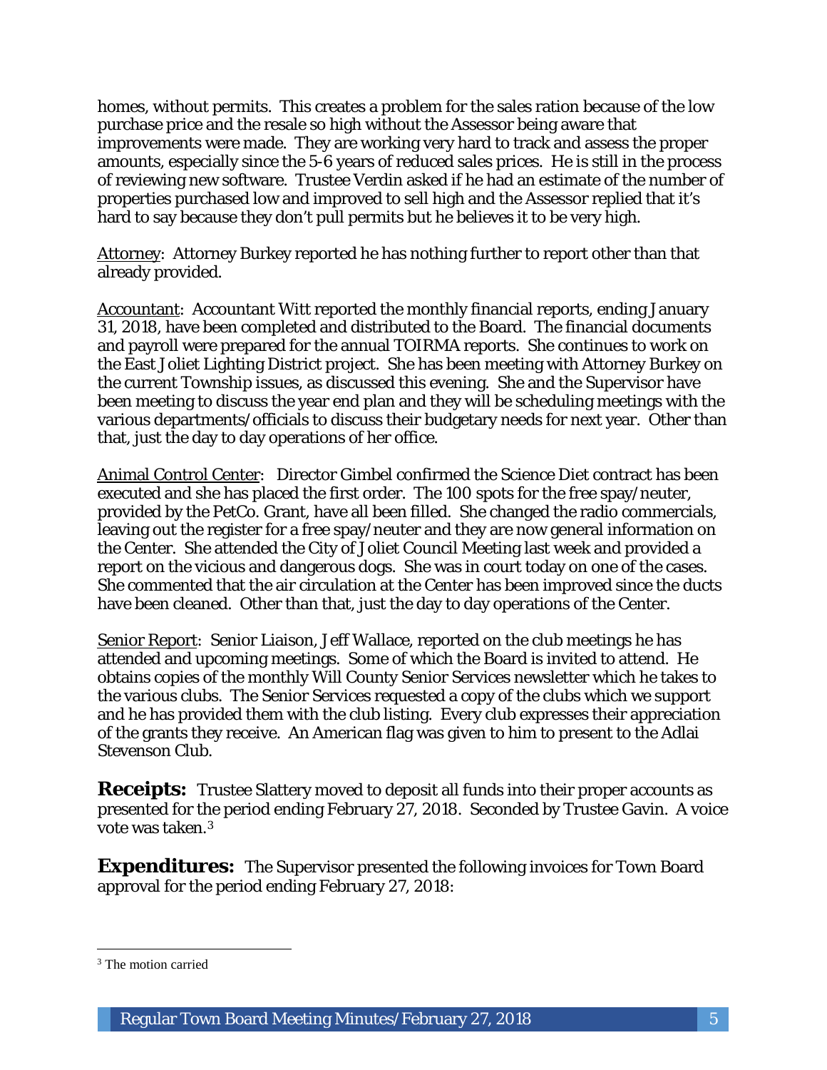homes, without permits. This creates a problem for the sales ration because of the low purchase price and the resale so high without the Assessor being aware that improvements were made. They are working very hard to track and assess the proper amounts, especially since the 5-6 years of reduced sales prices. He is still in the process of reviewing new software. Trustee Verdin asked if he had an estimate of the number of properties purchased low and improved to sell high and the Assessor replied that it's hard to say because they don't pull permits but he believes it to be very high.

Attorney: Attorney Burkey reported he has nothing further to report other than that already provided.

Accountant: Accountant Witt reported the monthly financial reports, ending January 31, 2018, have been completed and distributed to the Board. The financial documents and payroll were prepared for the annual TOIRMA reports. She continues to work on the East Joliet Lighting District project. She has been meeting with Attorney Burkey on the current Township issues, as discussed this evening. She and the Supervisor have been meeting to discuss the year end plan and they will be scheduling meetings with the various departments/officials to discuss their budgetary needs for next year. Other than that, just the day to day operations of her office.

Animal Control Center: Director Gimbel confirmed the Science Diet contract has been executed and she has placed the first order. The 100 spots for the free spay/neuter, provided by the PetCo. Grant, have all been filled. She changed the radio commercials, leaving out the register for a free spay/neuter and they are now general information on the Center. She attended the City of Joliet Council Meeting last week and provided a report on the vicious and dangerous dogs. She was in court today on one of the cases. She commented that the air circulation at the Center has been improved since the ducts have been cleaned. Other than that, just the day to day operations of the Center.

Senior Report: Senior Liaison, Jeff Wallace, reported on the club meetings he has attended and upcoming meetings. Some of which the Board is invited to attend. He obtains copies of the monthly Will County Senior Services newsletter which he takes to the various clubs. The Senior Services requested a copy of the clubs which we support and he has provided them with the club listing. Every club expresses their appreciation of the grants they receive. An American flag was given to him to present to the Adlai Stevenson Club.

**Receipts:** Trustee Slattery moved to deposit all funds into their proper accounts as presented for the period ending February 27, 2018. Seconded by Trustee Gavin. A voice vote was taken.[3]

**Expenditures:** The Supervisor presented the following invoices for Town Board approval for the period ending February 27, 2018:

---

[3] The motion carried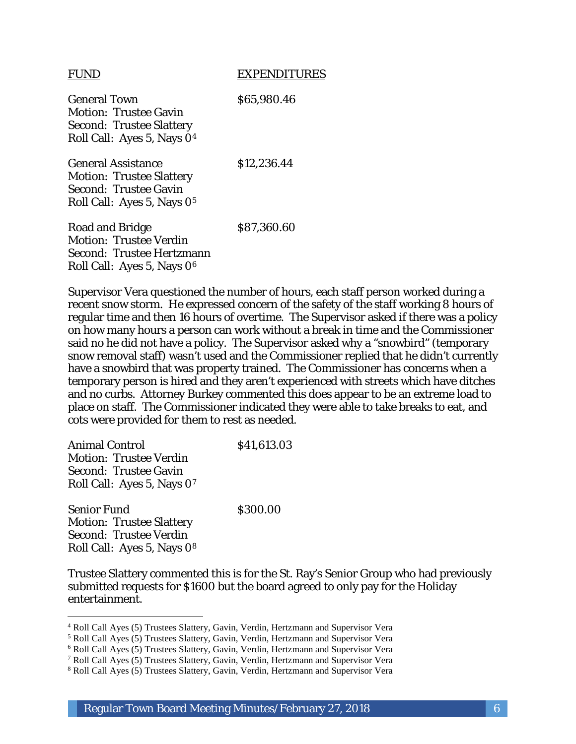| FUND | EXPENDITURES |
| --- | --- |

General Town $65,980.46
Motion: Trustee Gavin
Second: Trustee Slattery
Roll Call: Ayes 5, Nays 0[4]

General Assistance $12,236.44
Motion: Trustee Slattery
Second: Trustee Gavin
Roll Call: Ayes 5, Nays 0[5]

Road and Bridge $87,360.60
Motion: Trustee Verdin
Second: Trustee Hertzmann
Roll Call: Ayes 5, Nays 0[6]

Supervisor Vera questioned the number of hours, each staff person worked during a recent snow storm. He expressed concern of the safety of the staff working 8 hours of regular time and then 16 hours of overtime. The Supervisor asked if there was a policy on how many hours a person can work without a break in time and the Commissioner said no he did not have a policy. The Supervisor asked why a "snowbird" (temporary snow removal staff) wasn't used and the Commissioner replied that he didn't currently have a snowbird that was property trained. The Commissioner has concerns when a temporary person is hired and they aren't experienced with streets which have ditches and no curbs. Attorney Burkey commented this does appear to be an extreme load to place on staff. The Commissioner indicated they were able to take breaks to eat, and cots were provided for them to rest as needed.

Animal Control $41,613.03
Motion: Trustee Verdin
Second: Trustee Gavin
Roll Call: Ayes 5, Nays 0[7]

Senior Fund $300.00
Motion: Trustee Slattery
Second: Trustee Verdin
Roll Call: Ayes 5, Nays 0[8]

Trustee Slattery commented this is for the St. Ray's Senior Group who had previously submitted requests for $1600 but the board agreed to only pay for the Holiday entertainment.

---

[4] Roll Call Ayes (5) Trustees Slattery, Gavin, Verdin, Hertzmann and Supervisor Vera
[5] Roll Call Ayes (5) Trustees Slattery, Gavin, Verdin, Hertzmann and Supervisor Vera
[6] Roll Call Ayes (5) Trustees Slattery, Gavin, Verdin, Hertzmann and Supervisor Vera
[7] Roll Call Ayes (5) Trustees Slattery, Gavin, Verdin, Hertzmann and Supervisor Vera
[8] Roll Call Ayes (5) Trustees Slattery, Gavin, Verdin, Hertzmann and Supervisor Vera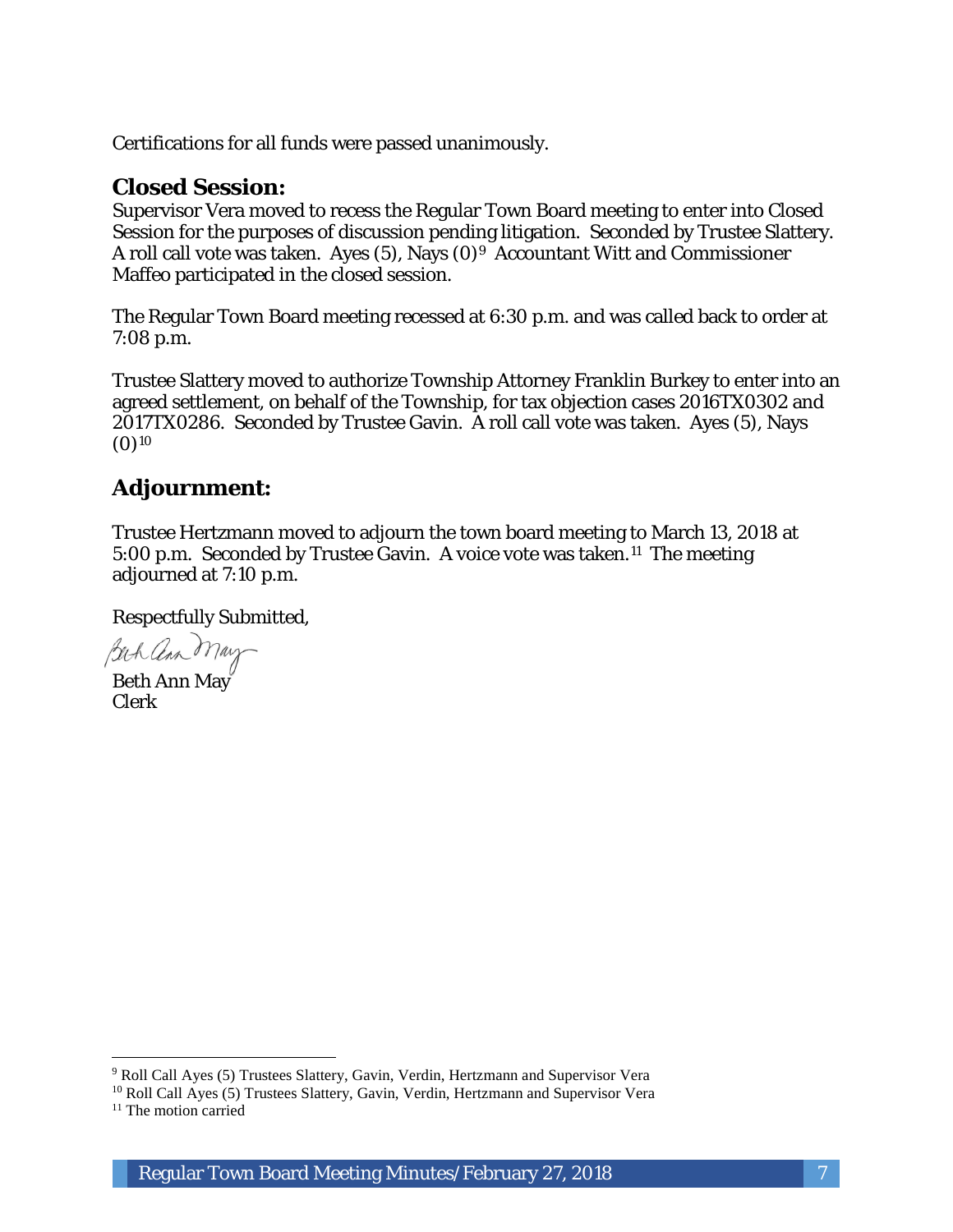Certifications for all funds were passed unanimously.

## Closed Session:

Supervisor Vera moved to recess the Regular Town Board meeting to enter into Closed Session for the purposes of discussion pending litigation. Seconded by Trustee Slattery. A roll call vote was taken. Ayes (5), Nays (0)[9] Accountant Witt and Commissioner Maffeo participated in the closed session.

The Regular Town Board meeting recessed at 6:30 p.m. and was called back to order at 7:08 p.m.

Trustee Slattery moved to authorize Township Attorney Franklin Burkey to enter into an agreed settlement, on behalf of the Township, for tax objection cases 2016TX0302 and 2017TX0286. Seconded by Trustee Gavin. A roll call vote was taken. Ayes (5), Nays (0)[10]

## Adjournment:

Trustee Hertzmann moved to adjourn the town board meeting to March 13, 2018 at 5:00 p.m. Seconded by Trustee Gavin. A voice vote was taken.[11] The meeting adjourned at 7:10 p.m.

Respectfully Submitted,

Beth Ann May
Clerk

---

[9] Roll Call Ayes (5) Trustees Slattery, Gavin, Verdin, Hertzmann and Supervisor Vera

[10] Roll Call Ayes (5) Trustees Slattery, Gavin, Verdin, Hertzmann and Supervisor Vera

[11] The motion carried